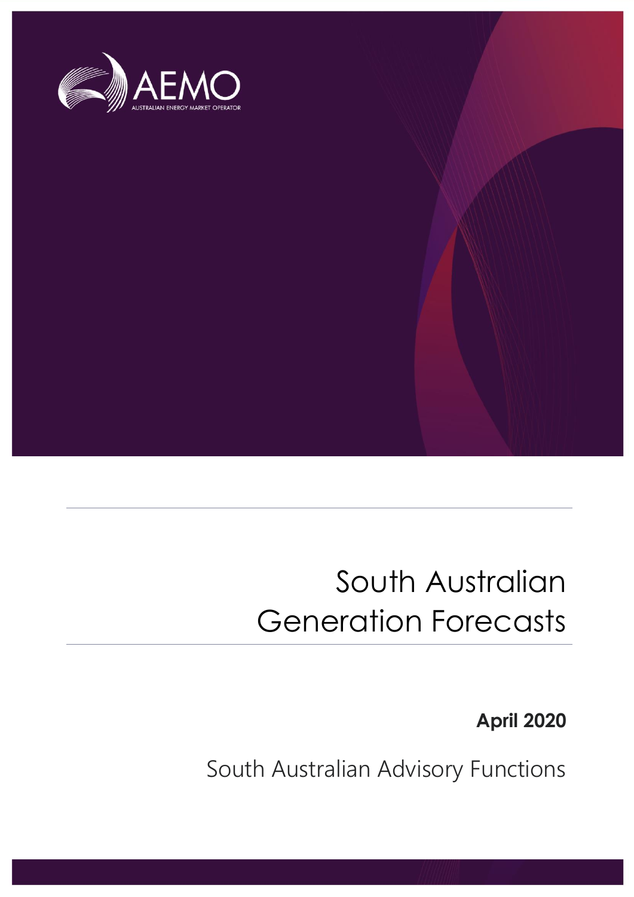AEMO

AUSTRALIAN ENERGY MARKET OPERATOR

# South Australian Generation Forecasts

**April 2020**

South Australian Advisory Functions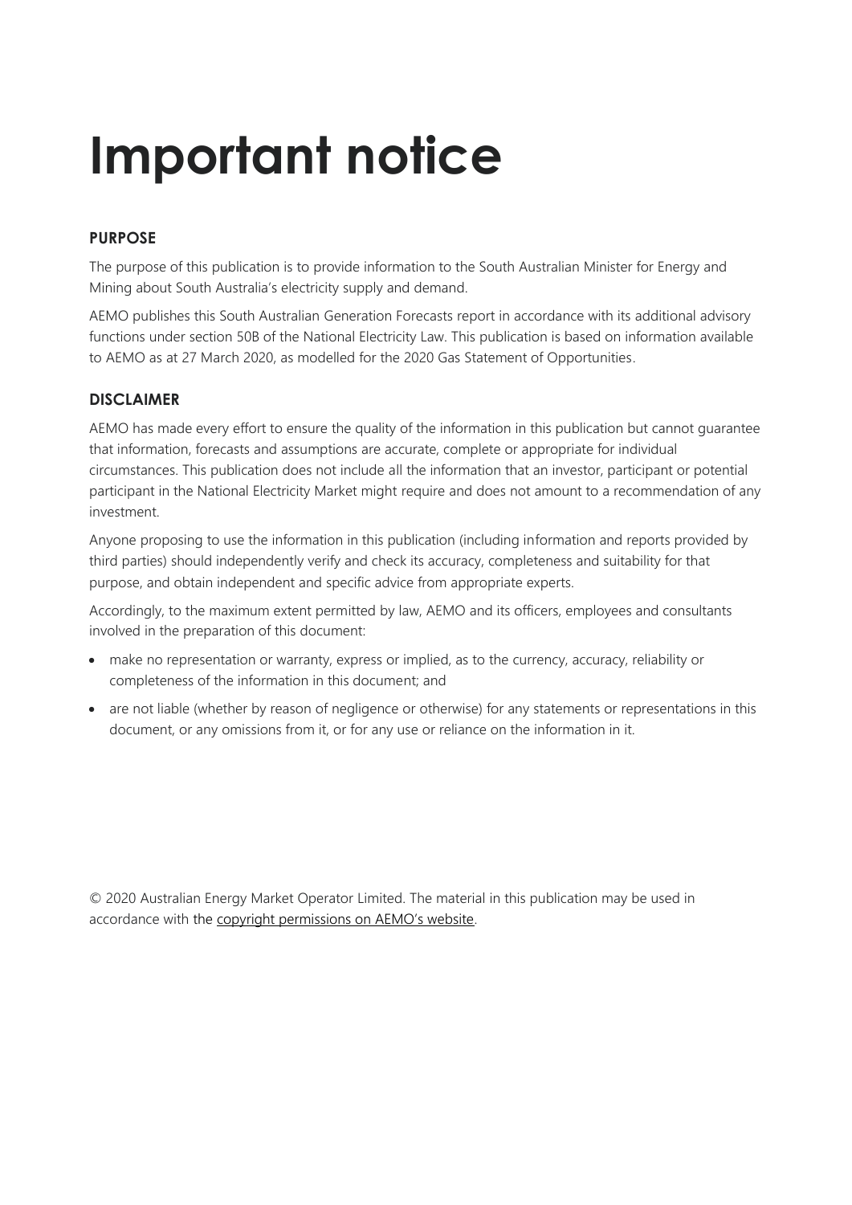# Important notice

## PURPOSE

The purpose of this publication is to provide information to the South Australian Minister for Energy and Mining about South Australia's electricity supply and demand.

AEMO publishes this South Australian Generation Forecasts report in accordance with its additional advisory functions under section 50B of the National Electricity Law. This publication is based on information available to AEMO as at 27 March 2020, as modelled for the 2020 Gas Statement of Opportunities.

## DISCLAIMER

AEMO has made every effort to ensure the quality of the information in this publication but cannot guarantee that information, forecasts and assumptions are accurate, complete or appropriate for individual circumstances. This publication does not include all the information that an investor, participant or potential participant in the National Electricity Market might require and does not amount to a recommendation of any investment.

Anyone proposing to use the information in this publication (including information and reports provided by third parties) should independently verify and check its accuracy, completeness and suitability for that purpose, and obtain independent and specific advice from appropriate experts.

Accordingly, to the maximum extent permitted by law, AEMO and its officers, employees and consultants involved in the preparation of this document:

- make no representation or warranty, express or implied, as to the currency, accuracy, reliability or completeness of the information in this document; and
- are not liable (whether by reason of negligence or otherwise) for any statements or representations in this document, or any omissions from it, or for any use or reliance on the information in it.

© 2020 Australian Energy Market Operator Limited. The material in this publication may be used in accordance with the copyright permissions on AEMO's website.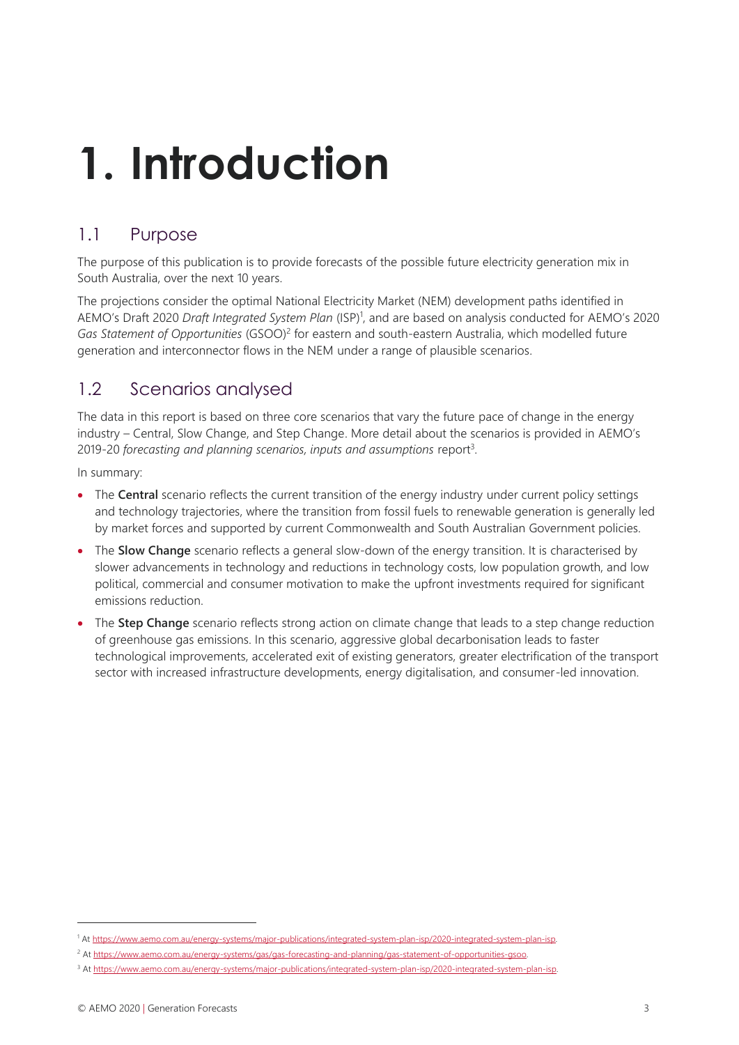# 1. Introduction

## 1.1 Purpose

The purpose of this publication is to provide forecasts of the possible future electricity generation mix in South Australia, over the next 10 years.

The projections consider the optimal National Electricity Market (NEM) development paths identified in AEMO's Draft 2020 *Draft Integrated System Plan* (ISP)[1], and are based on analysis conducted for AEMO's 2020 *Gas Statement of Opportunities* (GSOO)[2] for eastern and south-eastern Australia, which modelled future generation and interconnector flows in the NEM under a range of plausible scenarios.

## 1.2 Scenarios analysed

The data in this report is based on three core scenarios that vary the future pace of change in the energy industry – Central, Slow Change, and Step Change. More detail about the scenarios is provided in AEMO's 2019-20 *forecasting and planning scenarios, inputs and assumptions* report[3].

In summary:

- The **Central** scenario reflects the current transition of the energy industry under current policy settings and technology trajectories, where the transition from fossil fuels to renewable generation is generally led by market forces and supported by current Commonwealth and South Australian Government policies.
- The **Slow Change** scenario reflects a general slow-down of the energy transition. It is characterised by slower advancements in technology and reductions in technology costs, low population growth, and low political, commercial and consumer motivation to make the upfront investments required for significant emissions reduction.
- The **Step Change** scenario reflects strong action on climate change that leads to a step change reduction of greenhouse gas emissions. In this scenario, aggressive global decarbonisation leads to faster technological improvements, accelerated exit of existing generators, greater electrification of the transport sector with increased infrastructure developments, energy digitalisation, and consumer-led innovation.

---

[1] At https://www.aemo.com.au/energy-systems/major-publications/integrated-system-plan-isp/2020-integrated-system-plan-isp.

[2] At https://www.aemo.com.au/energy-systems/gas/gas-forecasting-and-planning/gas-statement-of-opportunities-gsoo.

[3] At https://www.aemo.com.au/energy-systems/major-publications/integrated-system-plan-isp/2020-integrated-system-plan-isp.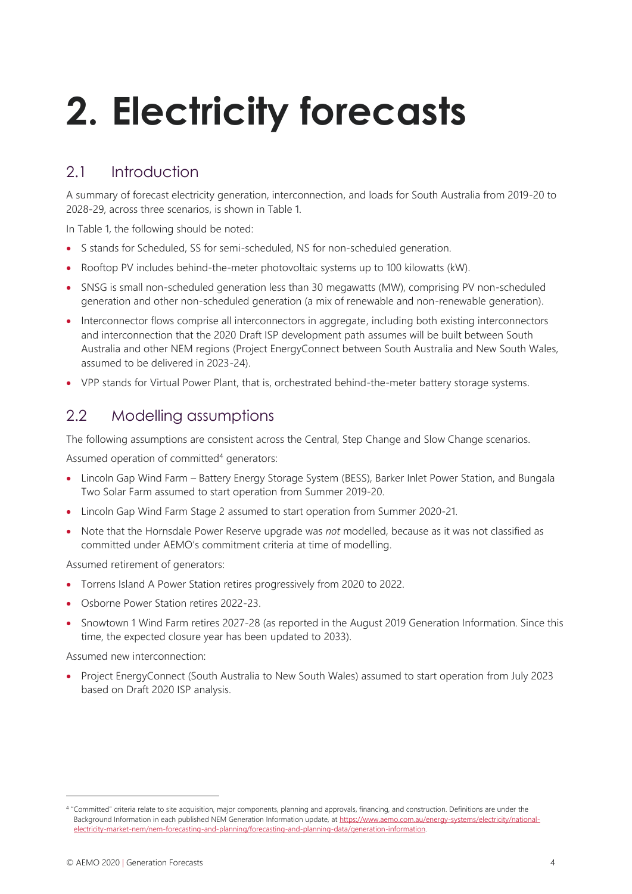# 2. Electricity forecasts

## 2.1 Introduction

A summary of forecast electricity generation, interconnection, and loads for South Australia from 2019-20 to 2028-29, across three scenarios, is shown in Table 1.

In Table 1, the following should be noted:

- S stands for Scheduled, SS for semi-scheduled, NS for non-scheduled generation.
- Rooftop PV includes behind-the-meter photovoltaic systems up to 100 kilowatts (kW).
- SNSG is small non-scheduled generation less than 30 megawatts (MW), comprising PV non-scheduled generation and other non-scheduled generation (a mix of renewable and non-renewable generation).
- Interconnector flows comprise all interconnectors in aggregate, including both existing interconnectors and interconnection that the 2020 Draft ISP development path assumes will be built between South Australia and other NEM regions (Project EnergyConnect between South Australia and New South Wales, assumed to be delivered in 2023-24).
- VPP stands for Virtual Power Plant, that is, orchestrated behind-the-meter battery storage systems.

## 2.2 Modelling assumptions

The following assumptions are consistent across the Central, Step Change and Slow Change scenarios.

Assumed operation of committed[4] generators:

- Lincoln Gap Wind Farm – Battery Energy Storage System (BESS), Barker Inlet Power Station, and Bungala Two Solar Farm assumed to start operation from Summer 2019-20.
- Lincoln Gap Wind Farm Stage 2 assumed to start operation from Summer 2020-21.
- Note that the Hornsdale Power Reserve upgrade was *not* modelled, because as it was not classified as committed under AEMO's commitment criteria at time of modelling.

Assumed retirement of generators:

- Torrens Island A Power Station retires progressively from 2020 to 2022.
- Osborne Power Station retires 2022-23.
- Snowtown 1 Wind Farm retires 2027-28 (as reported in the August 2019 Generation Information. Since this time, the expected closure year has been updated to 2033).

Assumed new interconnection:

- Project EnergyConnect (South Australia to New South Wales) assumed to start operation from July 2023 based on Draft 2020 ISP analysis.

---

[4] "Committed" criteria relate to site acquisition, major components, planning and approvals, financing, and construction. Definitions are under the Background Information in each published NEM Generation Information update, at https://www.aemo.com.au/energy-systems/electricity/national-electricity-market-nem/nem-forecasting-and-planning/forecasting-and-planning-data/generation-information.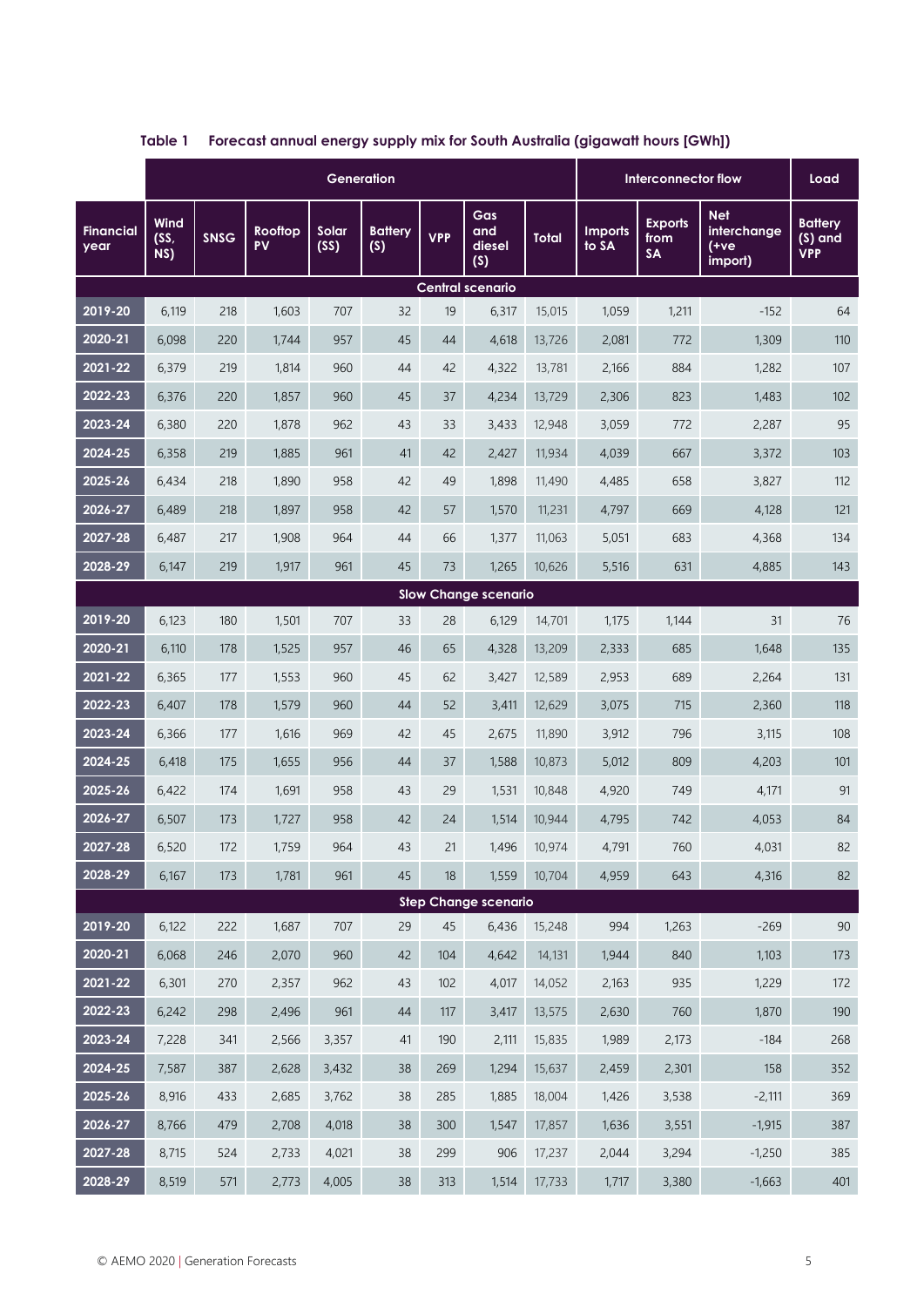**Table 1 Forecast annual energy supply mix for South Australia (gigawatt hours [GWh])**

| | Generation | | | | | | | | Interconnector flow | | | Load |
|---|---|---|---|---|---|---|---|---|---|---|---|---|
| Financial year | Wind (SS, NS) | SNSG | Rooftop PV | Solar (SS) | Battery (S) | VPP | Gas and diesel (S) | Total | Imports to SA | Exports from SA | Net interchange (+ve import) | Battery (S) and VPP |
| **Central scenario** | | | | | | | | | | | | |
| 2019-20 | 6,119 | 218 | 1,603 | 707 | 32 | 19 | 6,317 | 15,015 | 1,059 | 1,211 | -152 | 64 |
| 2020-21 | 6,098 | 220 | 1,744 | 957 | 45 | 44 | 4,618 | 13,726 | 2,081 | 772 | 1,309 | 110 |
| 2021-22 | 6,379 | 219 | 1,814 | 960 | 44 | 42 | 4,322 | 13,781 | 2,166 | 884 | 1,282 | 107 |
| 2022-23 | 6,376 | 220 | 1,857 | 960 | 45 | 37 | 4,234 | 13,729 | 2,306 | 823 | 1,483 | 102 |
| 2023-24 | 6,380 | 220 | 1,878 | 962 | 43 | 33 | 3,433 | 12,948 | 3,059 | 772 | 2,287 | 95 |
| 2024-25 | 6,358 | 219 | 1,885 | 961 | 41 | 42 | 2,427 | 11,934 | 4,039 | 667 | 3,372 | 103 |
| 2025-26 | 6,434 | 218 | 1,890 | 958 | 42 | 49 | 1,898 | 11,490 | 4,485 | 658 | 3,827 | 112 |
| 2026-27 | 6,489 | 218 | 1,897 | 958 | 42 | 57 | 1,570 | 11,231 | 4,797 | 669 | 4,128 | 121 |
| 2027-28 | 6,487 | 217 | 1,908 | 964 | 44 | 66 | 1,377 | 11,063 | 5,051 | 683 | 4,368 | 134 |
| 2028-29 | 6,147 | 219 | 1,917 | 961 | 45 | 73 | 1,265 | 10,626 | 5,516 | 631 | 4,885 | 143 |
| **Slow Change scenario** | | | | | | | | | | | | |
| 2019-20 | 6,123 | 180 | 1,501 | 707 | 33 | 28 | 6,129 | 14,701 | 1,175 | 1,144 | 31 | 76 |
| 2020-21 | 6,110 | 178 | 1,525 | 957 | 46 | 65 | 4,328 | 13,209 | 2,333 | 685 | 1,648 | 135 |
| 2021-22 | 6,365 | 177 | 1,553 | 960 | 45 | 62 | 3,427 | 12,589 | 2,953 | 689 | 2,264 | 131 |
| 2022-23 | 6,407 | 178 | 1,579 | 960 | 44 | 52 | 3,411 | 12,629 | 3,075 | 715 | 2,360 | 118 |
| 2023-24 | 6,366 | 177 | 1,616 | 969 | 42 | 45 | 2,675 | 11,890 | 3,912 | 796 | 3,115 | 108 |
| 2024-25 | 6,418 | 175 | 1,655 | 956 | 44 | 37 | 1,588 | 10,873 | 5,012 | 809 | 4,203 | 101 |
| 2025-26 | 6,422 | 174 | 1,691 | 958 | 43 | 29 | 1,531 | 10,848 | 4,920 | 749 | 4,171 | 91 |
| 2026-27 | 6,507 | 173 | 1,727 | 958 | 42 | 24 | 1,514 | 10,944 | 4,795 | 742 | 4,053 | 84 |
| 2027-28 | 6,520 | 172 | 1,759 | 964 | 43 | 21 | 1,496 | 10,974 | 4,791 | 760 | 4,031 | 82 |
| 2028-29 | 6,167 | 173 | 1,781 | 961 | 45 | 18 | 1,559 | 10,704 | 4,959 | 643 | 4,316 | 82 |
| **Step Change scenario** | | | | | | | | | | | | |
| 2019-20 | 6,122 | 222 | 1,687 | 707 | 29 | 45 | 6,436 | 15,248 | 994 | 1,263 | -269 | 90 |
| 2020-21 | 6,068 | 246 | 2,070 | 960 | 42 | 104 | 4,642 | 14,131 | 1,944 | 840 | 1,103 | 173 |
| 2021-22 | 6,301 | 270 | 2,357 | 962 | 43 | 102 | 4,017 | 14,052 | 2,163 | 935 | 1,229 | 172 |
| 2022-23 | 6,242 | 298 | 2,496 | 961 | 44 | 117 | 3,417 | 13,575 | 2,630 | 760 | 1,870 | 190 |
| 2023-24 | 7,228 | 341 | 2,566 | 3,357 | 41 | 190 | 2,111 | 15,835 | 1,989 | 2,173 | -184 | 268 |
| 2024-25 | 7,587 | 387 | 2,628 | 3,432 | 38 | 269 | 1,294 | 15,637 | 2,459 | 2,301 | 158 | 352 |
| 2025-26 | 8,916 | 433 | 2,685 | 3,762 | 38 | 285 | 1,885 | 18,004 | 1,426 | 3,538 | -2,111 | 369 |
| 2026-27 | 8,766 | 479 | 2,708 | 4,018 | 38 | 300 | 1,547 | 17,857 | 1,636 | 3,551 | -1,915 | 387 |
| 2027-28 | 8,715 | 524 | 2,733 | 4,021 | 38 | 299 | 906 | 17,237 | 2,044 | 3,294 | -1,250 | 385 |
| 2028-29 | 8,519 | 571 | 2,773 | 4,005 | 38 | 313 | 1,514 | 17,733 | 1,717 | 3,380 | -1,663 | 401 |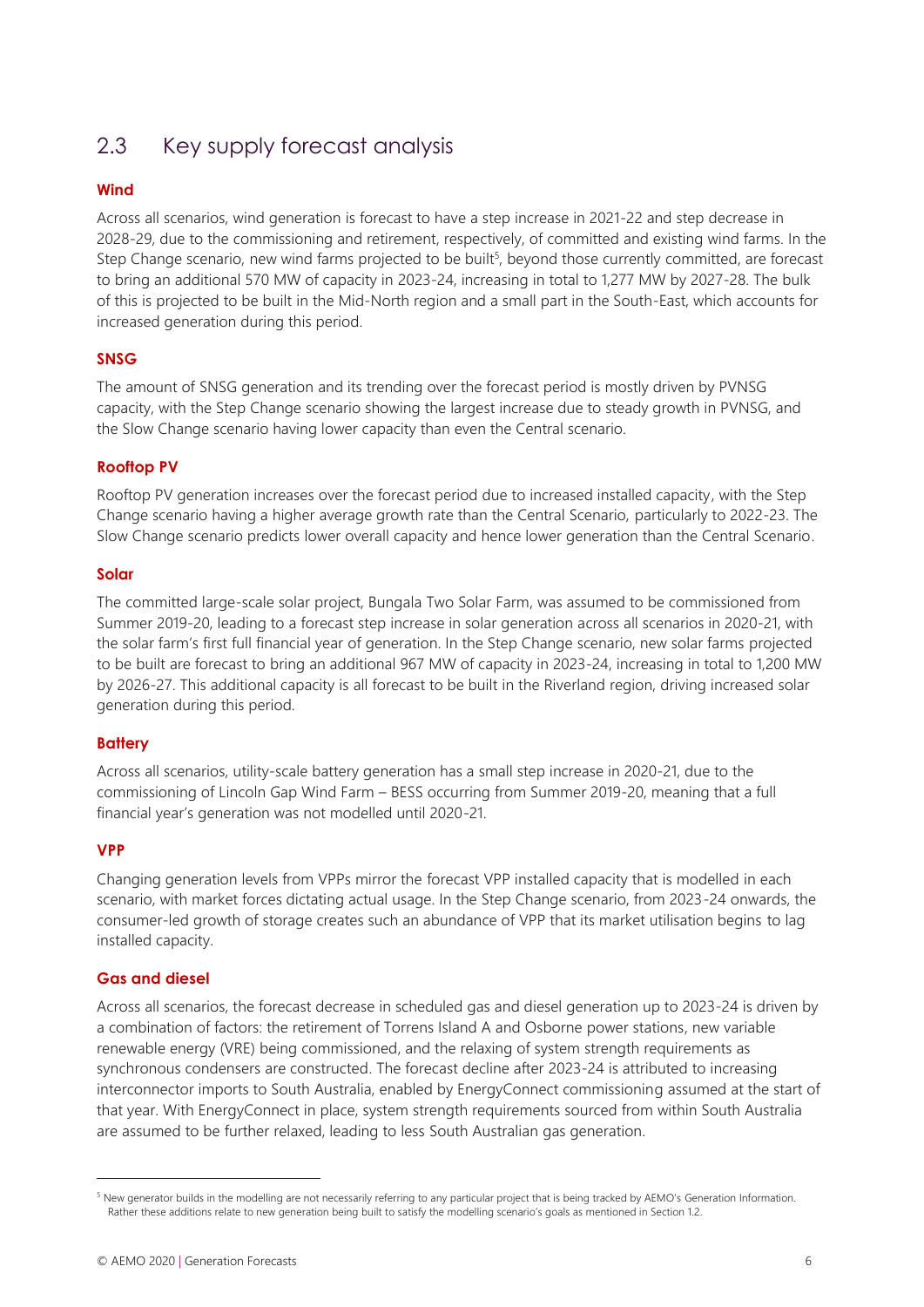## 2.3 Key supply forecast analysis

### Wind

Across all scenarios, wind generation is forecast to have a step increase in 2021-22 and step decrease in 2028-29, due to the commissioning and retirement, respectively, of committed and existing wind farms. In the Step Change scenario, new wind farms projected to be built[5], beyond those currently committed, are forecast to bring an additional 570 MW of capacity in 2023-24, increasing in total to 1,277 MW by 2027-28. The bulk of this is projected to be built in the Mid-North region and a small part in the South-East, which accounts for increased generation during this period.

### SNSG

The amount of SNSG generation and its trending over the forecast period is mostly driven by PVNSG capacity, with the Step Change scenario showing the largest increase due to steady growth in PVNSG, and the Slow Change scenario having lower capacity than even the Central scenario.

### Rooftop PV

Rooftop PV generation increases over the forecast period due to increased installed capacity, with the Step Change scenario having a higher average growth rate than the Central Scenario, particularly to 2022-23. The Slow Change scenario predicts lower overall capacity and hence lower generation than the Central Scenario.

### Solar

The committed large-scale solar project, Bungala Two Solar Farm, was assumed to be commissioned from Summer 2019-20, leading to a forecast step increase in solar generation across all scenarios in 2020-21, with the solar farm's first full financial year of generation. In the Step Change scenario, new solar farms projected to be built are forecast to bring an additional 967 MW of capacity in 2023-24, increasing in total to 1,200 MW by 2026-27. This additional capacity is all forecast to be built in the Riverland region, driving increased solar generation during this period.

### Battery

Across all scenarios, utility-scale battery generation has a small step increase in 2020-21, due to the commissioning of Lincoln Gap Wind Farm – BESS occurring from Summer 2019-20, meaning that a full financial year's generation was not modelled until 2020-21.

### VPP

Changing generation levels from VPPs mirror the forecast VPP installed capacity that is modelled in each scenario, with market forces dictating actual usage. In the Step Change scenario, from 2023-24 onwards, the consumer-led growth of storage creates such an abundance of VPP that its market utilisation begins to lag installed capacity.

### Gas and diesel

Across all scenarios, the forecast decrease in scheduled gas and diesel generation up to 2023-24 is driven by a combination of factors: the retirement of Torrens Island A and Osborne power stations, new variable renewable energy (VRE) being commissioned, and the relaxing of system strength requirements as synchronous condensers are constructed. The forecast decline after 2023-24 is attributed to increasing interconnector imports to South Australia, enabled by EnergyConnect commissioning assumed at the start of that year. With EnergyConnect in place, system strength requirements sourced from within South Australia are assumed to be further relaxed, leading to less South Australian gas generation.

---

[5] New generator builds in the modelling are not necessarily referring to any particular project that is being tracked by AEMO's Generation Information. Rather these additions relate to new generation being built to satisfy the modelling scenario's goals as mentioned in Section 1.2.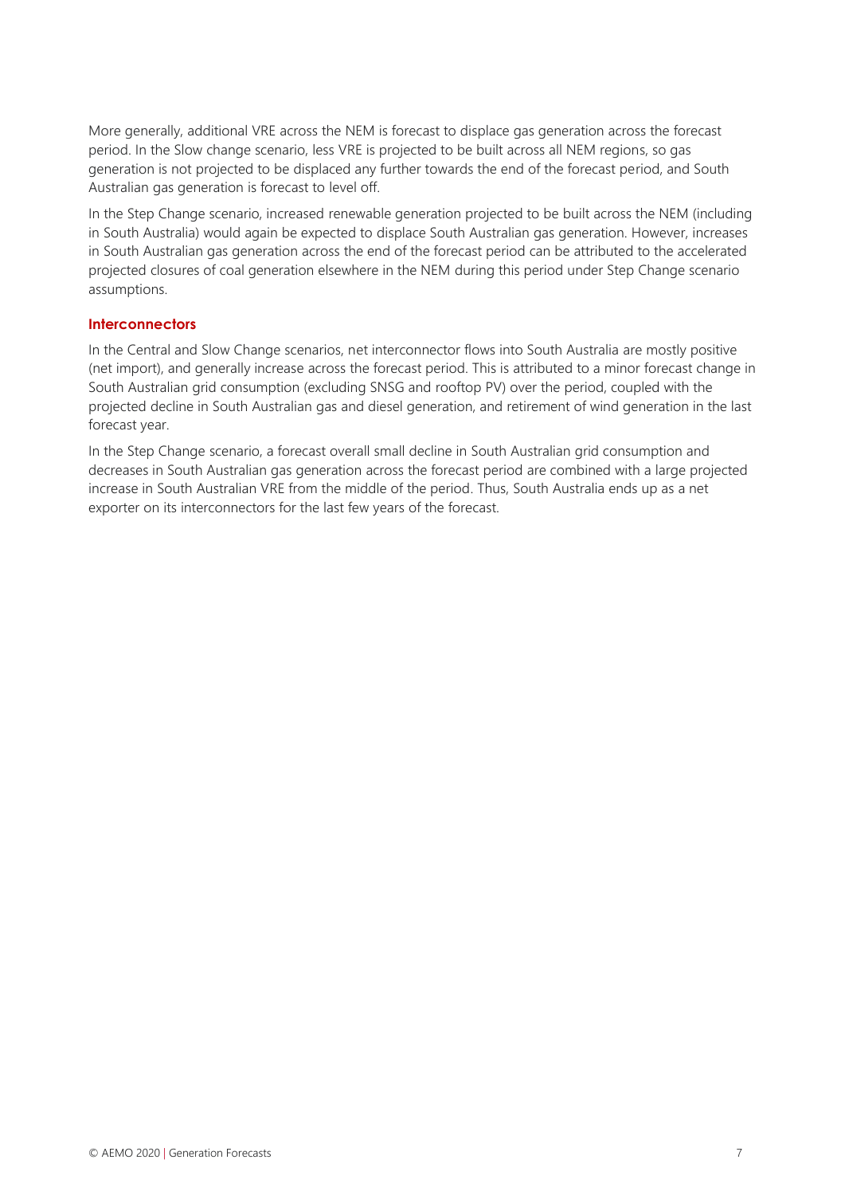More generally, additional VRE across the NEM is forecast to displace gas generation across the forecast period. In the Slow change scenario, less VRE is projected to be built across all NEM regions, so gas generation is not projected to be displaced any further towards the end of the forecast period, and South Australian gas generation is forecast to level off.

In the Step Change scenario, increased renewable generation projected to be built across the NEM (including in South Australia) would again be expected to displace South Australian gas generation. However, increases in South Australian gas generation across the end of the forecast period can be attributed to the accelerated projected closures of coal generation elsewhere in the NEM during this period under Step Change scenario assumptions.

### Interconnectors

In the Central and Slow Change scenarios, net interconnector flows into South Australia are mostly positive (net import), and generally increase across the forecast period. This is attributed to a minor forecast change in South Australian grid consumption (excluding SNSG and rooftop PV) over the period, coupled with the projected decline in South Australian gas and diesel generation, and retirement of wind generation in the last forecast year.

In the Step Change scenario, a forecast overall small decline in South Australian grid consumption and decreases in South Australian gas generation across the forecast period are combined with a large projected increase in South Australian VRE from the middle of the period. Thus, South Australia ends up as a net exporter on its interconnectors for the last few years of the forecast.